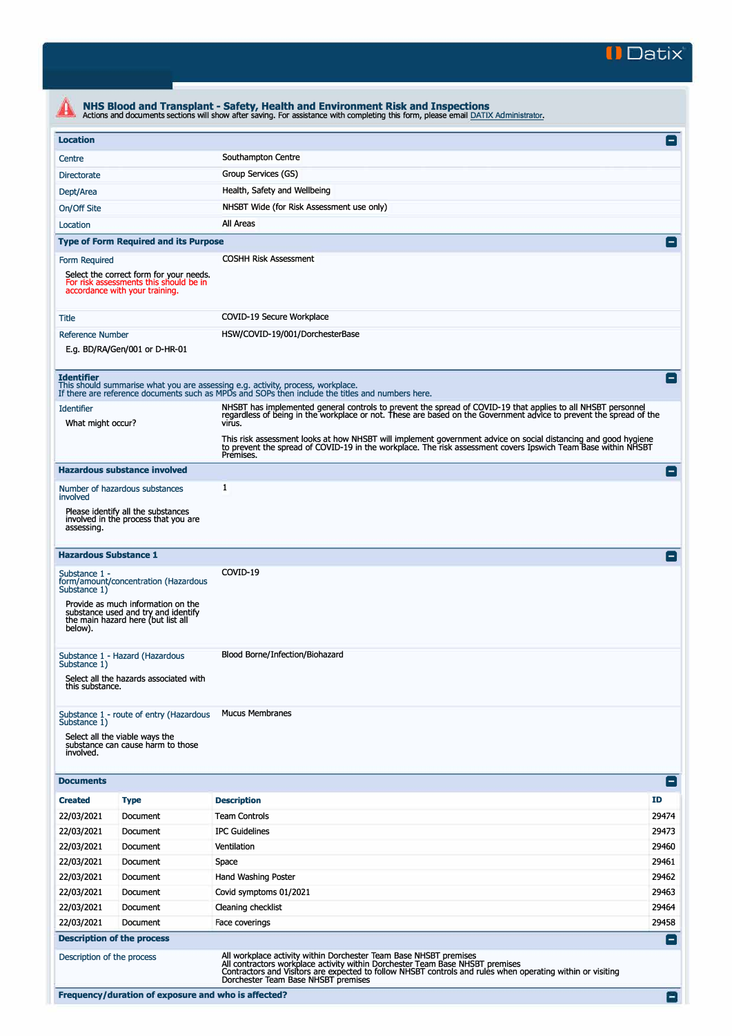**NHS Blood and Transplant - Safety, Health and Environment Risk and Inspections**
Actions and documents sections will show after saving. For assistance with completing this form, please email DATIX Administrator.

## Location

| | |
|---|---|
| Centre | Southampton Centre |
| Directorate | Group Services (GS) |
| Dept/Area | Health, Safety and Wellbeing |
| On/Off Site | NHSBT Wide (for Risk Assessment use only) |
| Location | All Areas |

## Type of Form Required and its Purpose

| | |
|---|---|
| Form Required<br>Select the correct form for your needs. For risk assessments this should be in accordance with your training. | COSHH Risk Assessment |
| Title | COVID-19 Secure Workplace |
| Reference Number<br>E.g. BD/RA/Gen/001 or D-HR-01 | HSW/COVID-19/001/DorchesterBase |

## Identifier

This should summarise what you are assessing e.g. activity, process, workplace.
If there are reference documents such as MPDs and SOPs then include the titles and numbers here.

| | |
|---|---|
| Identifier<br>What might occur? | NHSBT has implemented general controls to prevent the spread of COVID-19 that applies to all NHSBT personnel regardless of being in the workplace or not. These are based on the Government advice to prevent the spread of the virus.<br><br>This risk assessment looks at how NHSBT will implement government advice on social distancing and good hygiene to prevent the spread of COVID-19 in the workplace. The risk assessment covers Ipswich Team Base within NHSBT Premises. |

## Hazardous substance involved

| | |
|---|---|
| Number of hazardous substances involved<br>Please identify all the substances involved in the process that you are assessing. | 1 |

## Hazardous Substance 1

| | |
|---|---|
| Substance 1 - form/amount/concentration (Hazardous Substance 1)<br>Provide as much information on the substance used and try and identify the main hazard here (but list all below). | COVID-19 |
| Substance 1 - Hazard (Hazardous Substance 1)<br>Select all the hazards associated with this substance. | Blood Borne/Infection/Biohazard |
| Substance 1 - route of entry (Hazardous Substance 1)<br>Select all the viable ways the substance can cause harm to those involved. | Mucus Membranes |

## Documents

| Created | Type | Description | ID |
|---|---|---|---|
| 22/03/2021 | Document | Team Controls | 29474 |
| 22/03/2021 | Document | IPC Guidelines | 29473 |
| 22/03/2021 | Document | Ventilation | 29460 |
| 22/03/2021 | Document | Space | 29461 |
| 22/03/2021 | Document | Hand Washing Poster | 29462 |
| 22/03/2021 | Document | Covid symptoms 01/2021 | 29463 |
| 22/03/2021 | Document | Cleaning checklist | 29464 |
| 22/03/2021 | Document | Face coverings | 29458 |

## Description of the process

| | |
|---|---|
| Description of the process | All workplace activity within Dorchester Team Base NHSBT premises<br>All contractors workplace activity within Dorchester Team Base NHSBT premises<br>Contractors and Visitors are expected to follow NHSBT controls and rules when operating within or visiting Dorchester Team Base NHSBT premises |

## Frequency/duration of exposure and who is affected?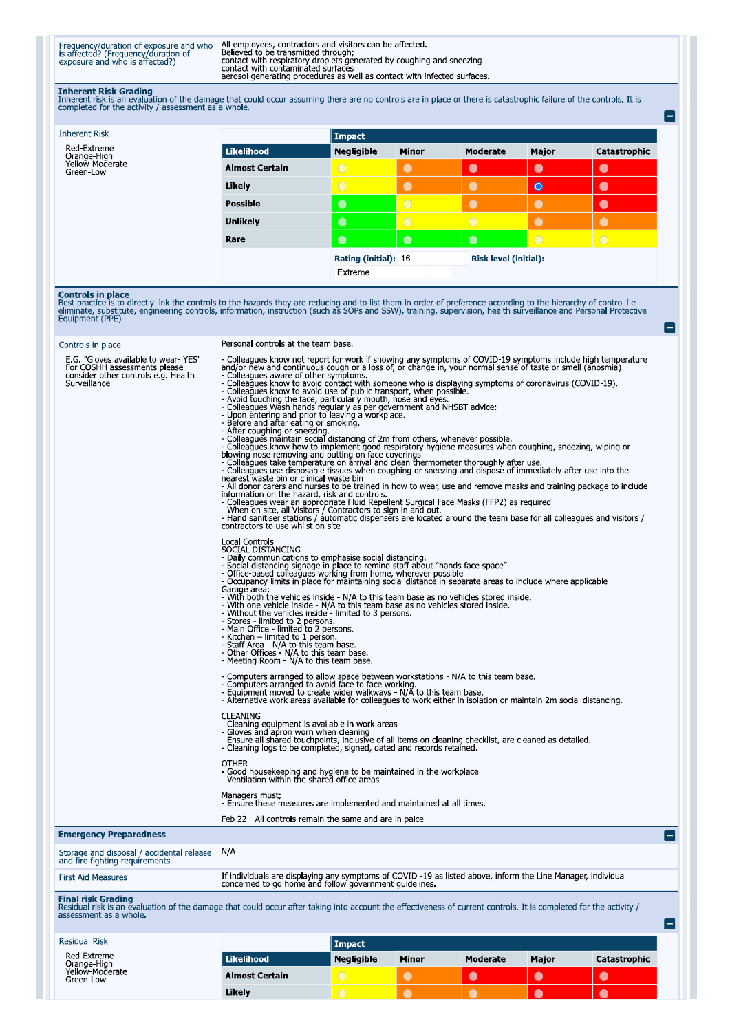| Frequency/duration of exposure and who is affected? (Frequency/duration of exposure and who is affected?) | All employees, contractors and visitors can be affected. Believed to be transmitted through; contact with respiratory droplets generated by coughing and sneezing contact with contaminated surfaces aerosol generating procedures as well as contact with infected surfaces. |
|---|---|

## Inherent Risk Grading

Inherent risk is an evaluation of the damage that could occur assuming there are no controls are in place or there is catastrophic failure of the controls. It is completed for the activity / assessment as a whole.

Inherent Risk

Red-Extreme
Orange-High
Yellow-Moderate
Green-Low

| | Impact | | | | |
|---|---|---|---|---|---|
| **Likelihood** | **Negligible** | **Minor** | **Moderate** | **Major** | **Catastrophic** |
| **Almost Certain** | | | | | |
| **Likely** | | | | ● | |
| **Possible** | | | | | |
| **Unlikely** | | | | | |
| **Rare** | | | | | |

**Rating (initial):** 16 **Risk level (initial):** Extreme

## Controls in place

Best practice is to directly link the controls to the hazards they are reducing and to list them in order of preference according to the hierarchy of control i.e. eliminate, substitute, engineering controls, information, instruction (such as SOPs and SSW), training, supervision, health surveillance and Personal Protective Equipment (PPE).

Controls in place

E.G. "Gloves available to wear- YES" For COSHH assessments please consider other controls e.g. Health Surveillance.

Personal controls at the team base.

- Colleagues know not report for work if showing any symptoms of COVID-19 symptoms include high temperature and/or new and continuous cough or a loss of, or change in, your normal sense of taste or smell (anosmia)
- Colleagues aware of other symptoms.
- Colleagues know to avoid contact with someone who is displaying symptoms of coronavirus (COVID-19).
- Colleagues know to avoid use of public transport, when possible.
- Avoid touching the face, particularly mouth, nose and eyes.
- Colleagues Wash hands regularly as per government and NHSBT advice:
- Upon entering and prior to leaving a workplace.
- Before and after eating or smoking.
- After coughing or sneezing.
- Colleagues maintain social distancing of 2m from others, whenever possible.
- Colleagues know how to implement good respiratory hygiene measures when coughing, sneezing, wiping or blowing nose removing and putting on face coverings
- Colleagues take temperature on arrival and clean thermometer thoroughly after use.
- Colleagues use disposable tissues when coughing or sneezing and dispose of immediately after use into the nearest waste bin or clinical waste bin
- All donor carers and nurses to be trained in how to wear, use and remove masks and training package to include information on the hazard, risk and controls.
- Colleagues wear an appropriate Fluid Repellent Surgical Face Masks (FFP2) as required
- When on site, all Visitors / Contractors to sign in and out.
- Hand sanitiser stations / automatic dispensers are located around the team base for all colleagues and visitors / contractors to use whilst on site

Local Controls
SOCIAL DISTANCING
- Daily communications to emphasise social distancing.
- Social distancing signage in place to remind staff about "hands face space"
- Office-based colleagues working from home, wherever possible
- Occupancy limits in place for maintaining social distance in separate areas to include where applicable
Garage area;
- With both the vehicles inside - N/A to this team base as no vehicles stored inside.
- With one vehicle inside - N/A to this team base as no vehicles stored inside.
- Without the vehicles inside - limited to 3 persons.
- Stores - limited to 2 persons.
- Main Office - limited to 2 persons.
- Kitchen – limited to 1 person.
- Staff Area - N/A to this team base.
- Other Offices - N/A to this team base.
- Meeting Room - N/A to this team base.

- Computers arranged to allow space between workstations - N/A to this team base.
- Computers arranged to avoid face to face working.
- Equipment moved to create wider walkways - N/A to this team base.
- Alternative work areas available for colleagues to work either in isolation or maintain 2m social distancing.

CLEANING
- Cleaning equipment is available in work areas
- Gloves and apron worn when cleaning
- Ensure all shared touchpoints, inclusive of all items on cleaning checklist, are cleaned as detailed.
- Cleaning logs to be completed, signed, dated and records retained.

OTHER
- Good housekeeping and hygiene to be maintained in the workplace
- Ventilation within the shared office areas

Managers must;
- Ensure these measures are implemented and maintained at all times.

Feb 22 - All controls remain the same and are in palce

## Emergency Preparedness

| Storage and disposal / accidental release and fire fighting requirements | N/A |
|---|---|
| First Aid Measures | If individuals are displaying any symptoms of COVID -19 as listed above, inform the Line Manager, individual concerned to go home and follow government guidelines. |

## Final risk Grading

Residual risk is an evaluation of the damage that could occur after taking into account the effectiveness of current controls. It is completed for the activity / assessment as a whole.

Residual Risk

Red-Extreme
Orange-High
Yellow-Moderate
Green-Low

| | Impact | | | | |
|---|---|---|---|---|---|
| **Likelihood** | **Negligible** | **Minor** | **Moderate** | **Major** | **Catastrophic** |
| **Almost Certain** | | | | | |
| **Likely** | | | | | |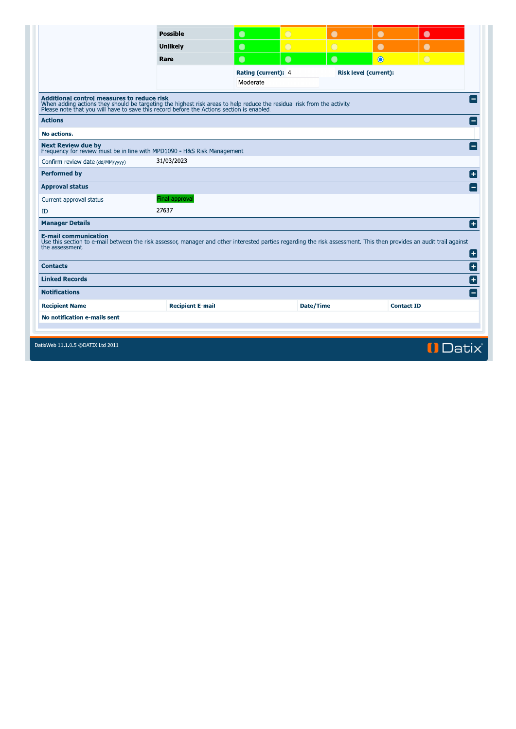| | | | | | |
|---|---|---|---|---|---|
| Possible | | | | | |
| Unlikely | | | | | |
| Rare | | | | ◉ | |

**Rating (current):** 4 **Risk level (current):**

Moderate

**Additional control measures to reduce risk**
When adding actions they should be targeting the highest risk areas to help reduce the residual risk from the activity.
Please note that you will have to save this record before the Actions section is enabled.

**Actions**

**No actions.**

**Next Review due by**
Frequency for review must be in line with MPD1090 - H&S Risk Management

Confirm review date (dd/MM/yyyy) 31/03/2023

**Performed by**

**Approval status**

Current approval status: Final approval

ID: 27637

**Manager Details**

**E-mail communication**
Use this section to e-mail between the risk assessor, manager and other interested parties regarding the risk assessment. This then provides an audit trail against the assessment.

**Contacts**

**Linked Records**

**Notifications**

| Recipient Name | Recipient E-mail | Date/Time | Contact ID |
|---|---|---|---|
| **No notification e-mails sent** | | | |

DatixWeb 11.1.0.5 ©DATIX Ltd 2011